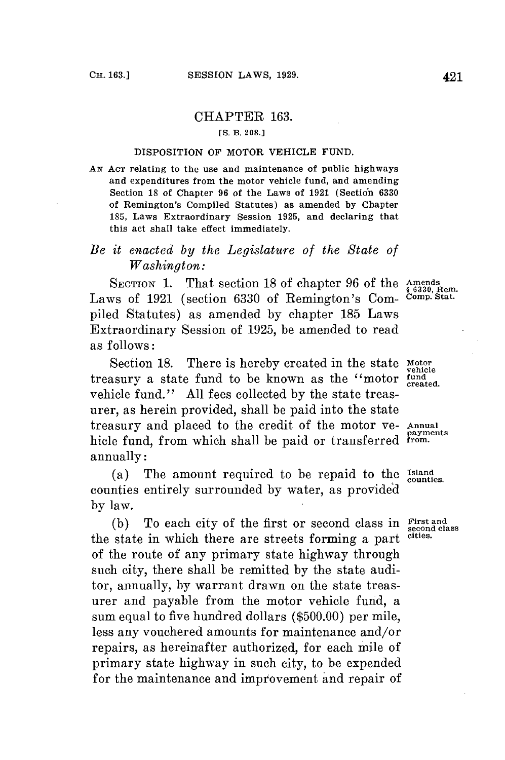# CHAPTER 163.

[S. B. 208.]

DISPOSITION OF MOTOR VEHICLE FUND.

AN ACT relating to the use and maintenance of public highways and expenditures from the motor vehicle fund, and amending Section 18 of Chapter 96 of the Laws of 1921 (Section 6330 of Remington's Compiled Statutes) as amended by Chapter 185, Laws Extraordinary Session 1925, and declaring that this act shall take effect immediately.

*Be it enacted by the Legislature of the State of Washington:*

SECTION 1. That section 18 of chapter 96 of the Laws of 1921 (section 6330 of Remington's Compiled Statutes) as amended by chapter 185 Laws Extraordinary Session of 1925, be amended to read as follows:

Amends § 6330, Rem. Comp. Stat.

Section 18. There is hereby created in the state treasury a state fund to be known as the "motor vehicle fund." All fees collected by the state treasurer, as herein provided, shall be paid into the state treasury and placed to the credit of the motor vehicle fund, from which shall be paid or transferred annually:

Motor vehicle fund created.

Annual payments from.

(a) The amount required to be repaid to the counties entirely surrounded by water, as provided by law.

Island counties.

(b) To each city of the first or second class in the state in which there are streets forming a part of the route of any primary state highway through such city, there shall be remitted by the state auditor, annually, by warrant drawn on the state treasurer and payable from the motor vehicle fund, a sum equal to five hundred dollars ($500.00) per mile, less any vouchered amounts for maintenance and/or repairs, as hereinafter authorized, for each mile of primary state highway in such city, to be expended for the maintenance and improvement and repair of

First and second class cities.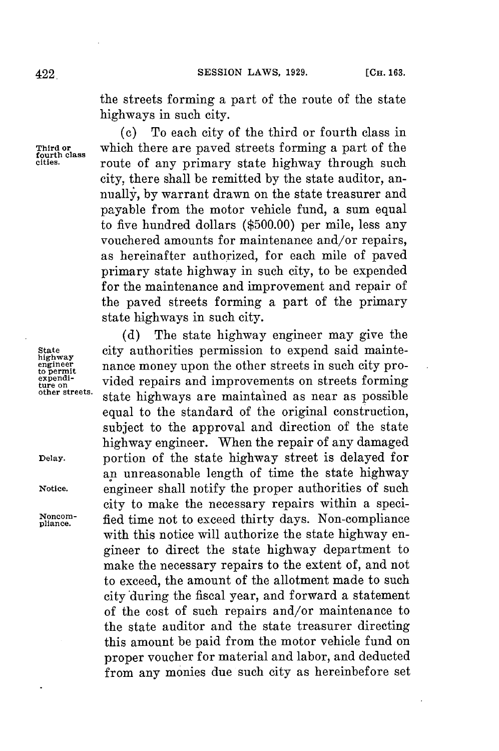the streets forming a part of the route of the state highways in such city.

*Third or fourth class cities.*

(c) To each city of the third or fourth class in which there are paved streets forming a part of the route of any primary state highway through such city, there shall be remitted by the state auditor, annually, by warrant drawn on the state treasurer and payable from the motor vehicle fund, a sum equal to five hundred dollars ($500.00) per mile, less any vouchered amounts for maintenance and/or repairs, as hereinafter authorized, for each mile of paved primary state highway in such city, to be expended for the maintenance and improvement and repair of the paved streets forming a part of the primary state highways in such city.

*State highway engineer to permit expenditure on other streets.*

(d) The state highway engineer may give the city authorities permission to expend said maintenance money upon the other streets in such city provided repairs and improvements on streets forming state highways are maintained as near as possible equal to the standard of the original construction, subject to the approval and direction of the state highway engineer.

*Delay.*

When the repair of any damaged portion of the state highway street is delayed for an unreasonable length of time the state highway

*Notice.*

engineer shall notify the proper authorities of such city to make the necessary repairs within a speci-

*Noncompliance.*

fied time not to exceed thirty days. Non-compliance with this notice will authorize the state highway engineer to direct the state highway department to make the necessary repairs to the extent of, and not to exceed, the amount of the allotment made to such city during the fiscal year, and forward a statement of the cost of such repairs and/or maintenance to the state auditor and the state treasurer directing this amount be paid from the motor vehicle fund on proper voucher for material and labor, and deducted from any monies due such city as hereinbefore set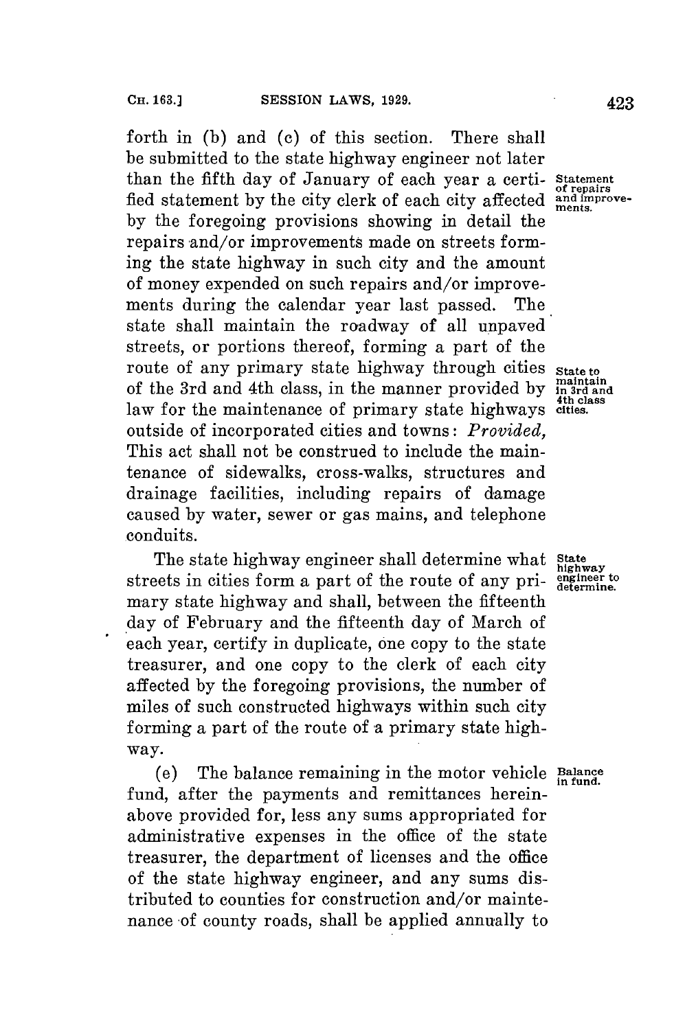forth in (b) and (c) of this section. There shall be submitted to the state highway engineer not later than the fifth day of January of each year a certified statement by the city clerk of each city affected by the foregoing provisions showing in detail the repairs and/or improvements made on streets forming the state highway in such city and the amount of money expended on such repairs and/or improvements during the calendar year last passed. The state shall maintain the roadway of all unpaved streets, or portions thereof, forming a part of the route of any primary state highway through cities of the 3rd and 4th class, in the manner provided by law for the maintenance of primary state highways outside of incorporated cities and towns: *Provided,* This act shall not be construed to include the maintenance of sidewalks, cross-walks, structures and drainage facilities, including repairs of damage caused by water, sewer or gas mains, and telephone conduits.

Statement of repairs and improvements.

State to maintain in 3rd and 4th class cities.

The state highway engineer shall determine what streets in cities form a part of the route of any primary state highway and shall, between the fifteenth day of February and the fifteenth day of March of each year, certify in duplicate, one copy to the state treasurer, and one copy to the clerk of each city affected by the foregoing provisions, the number of miles of such constructed highways within such city forming a part of the route of a primary state highway.

State highway engineer to determine.

(e) The balance remaining in the motor vehicle fund, after the payments and remittances hereinabove provided for, less any sums appropriated for administrative expenses in the office of the state treasurer, the department of licenses and the office of the state highway engineer, and any sums distributed to counties for construction and/or maintenance of county roads, shall be applied annually to

Balance in fund.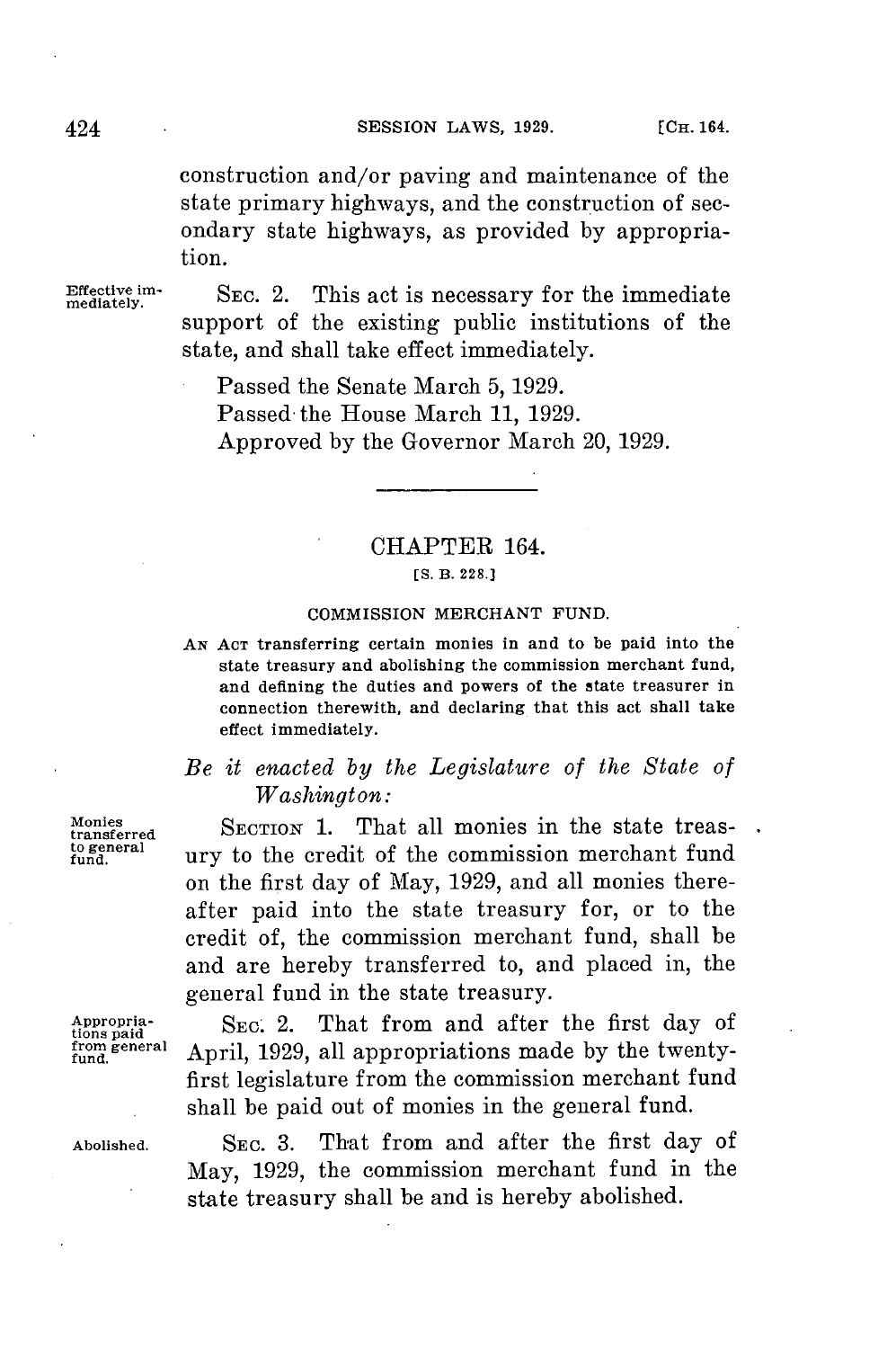construction and/or paving and maintenance of the state primary highways, and the construction of secondary state highways, as provided by appropriation.

Effective immediately.

SEC. 2. This act is necessary for the immediate support of the existing public institutions of the state, and shall take effect immediately.

Passed the Senate March 5, 1929.
Passed the House March 11, 1929.
Approved by the Governor March 20, 1929.

---

## CHAPTER 164.

[S. B. 228.]

### COMMISSION MERCHANT FUND.

AN ACT transferring certain monies in and to be paid into the state treasury and abolishing the commission merchant fund, and defining the duties and powers of the state treasurer in connection therewith, and declaring that this act shall take effect immediately.

*Be it enacted by the Legislature of the State of Washington:*

Monies transferred to general fund.

SECTION 1. That all monies in the state treasury to the credit of the commission merchant fund on the first day of May, 1929, and all monies thereafter paid into the state treasury for, or to the credit of, the commission merchant fund, shall be and are hereby transferred to, and placed in, the general fund in the state treasury.

Appropriations paid from general fund.

SEC. 2. That from and after the first day of April, 1929, all appropriations made by the twenty-first legislature from the commission merchant fund shall be paid out of monies in the general fund.

Abolished.

SEC. 3. That from and after the first day of May, 1929, the commission merchant fund in the state treasury shall be and is hereby abolished.